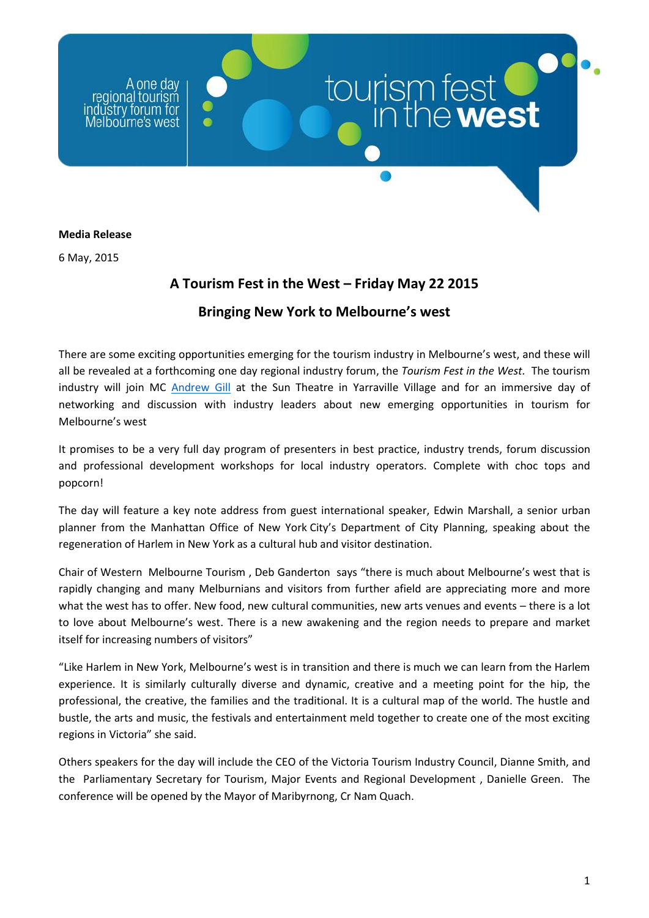A one day regional tourism industry forum for Melbourne's west

tourism fest in the **west**

**Media Release**

6 May, 2015

## A Tourism Fest in the West – Friday May 22 2015

## Bringing New York to Melbourne's west

There are some exciting opportunities emerging for the tourism industry in Melbourne's west, and these will all be revealed at a forthcoming one day regional industry forum, the *Tourism Fest in the West.* The tourism industry will join MC Andrew Gill at the Sun Theatre in Yarraville Village and for an immersive day of networking and discussion with industry leaders about new emerging opportunities in tourism for Melbourne's west

It promises to be a very full day program of presenters in best practice, industry trends, forum discussion and professional development workshops for local industry operators. Complete with choc tops and popcorn!

The day will feature a key note address from guest international speaker, Edwin Marshall, a senior urban planner from the Manhattan Office of New York City's Department of City Planning, speaking about the regeneration of Harlem in New York as a cultural hub and visitor destination.

Chair of Western Melbourne Tourism , Deb Ganderton says "there is much about Melbourne's west that is rapidly changing and many Melburnians and visitors from further afield are appreciating more and more what the west has to offer. New food, new cultural communities, new arts venues and events – there is a lot to love about Melbourne's west. There is a new awakening and the region needs to prepare and market itself for increasing numbers of visitors"

"Like Harlem in New York, Melbourne's west is in transition and there is much we can learn from the Harlem experience. It is similarly culturally diverse and dynamic, creative and a meeting point for the hip, the professional, the creative, the families and the traditional. It is a cultural map of the world. The hustle and bustle, the arts and music, the festivals and entertainment meld together to create one of the most exciting regions in Victoria" she said.

Others speakers for the day will include the CEO of the Victoria Tourism Industry Council, Dianne Smith, and the Parliamentary Secretary for Tourism, Major Events and Regional Development , Danielle Green. The conference will be opened by the Mayor of Maribyrnong, Cr Nam Quach.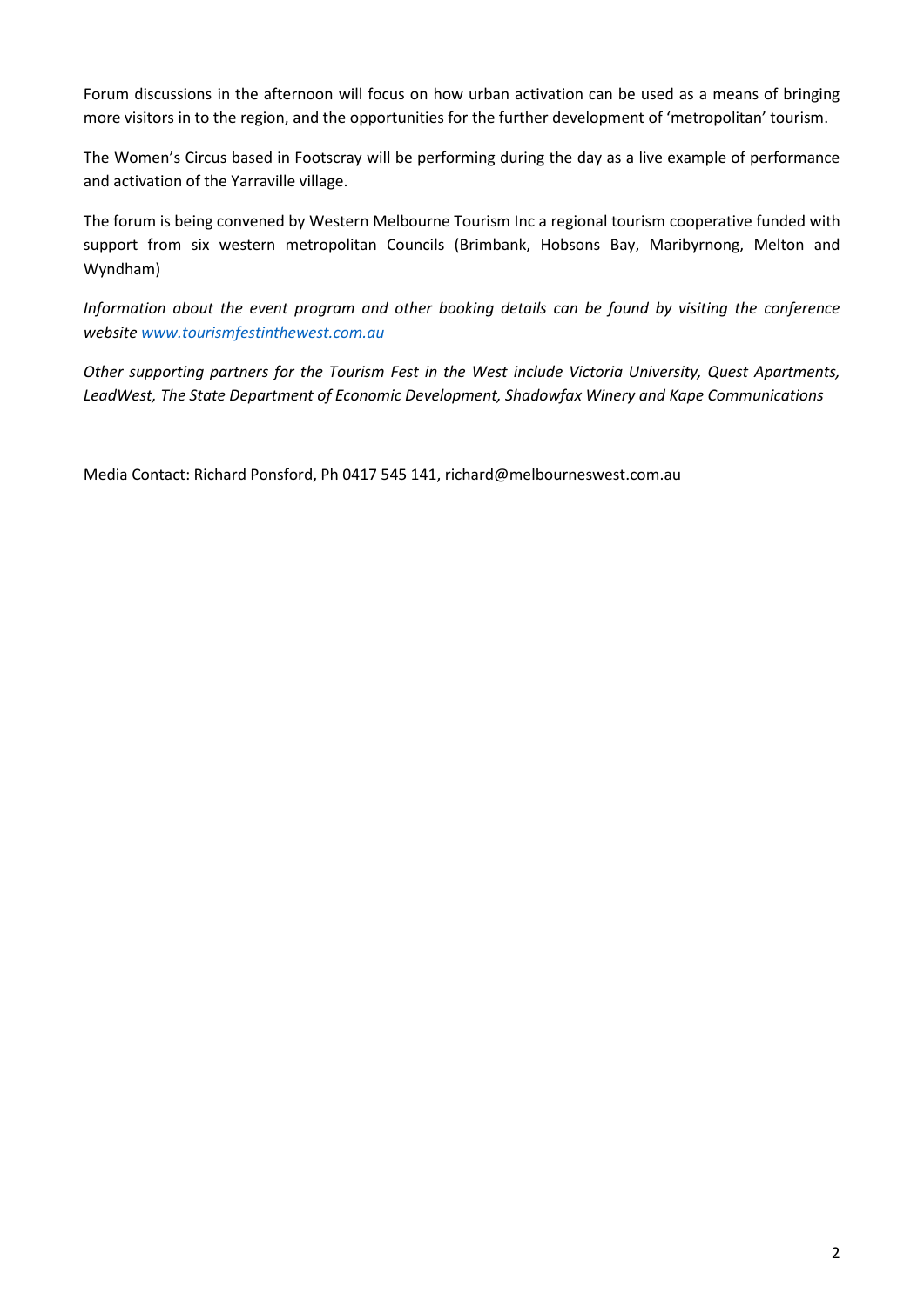Forum discussions in the afternoon will focus on how urban activation can be used as a means of bringing more visitors in to the region, and the opportunities for the further development of 'metropolitan' tourism.

The Women's Circus based in Footscray will be performing during the day as a live example of performance and activation of the Yarraville village.

The forum is being convened by Western Melbourne Tourism Inc a regional tourism cooperative funded with support from six western metropolitan Councils (Brimbank, Hobsons Bay, Maribyrnong, Melton and Wyndham)

*Information about the event program and other booking details can be found by visiting the conference website [www.tourismfestinthewest.com.au](http://www.tourismfestinthewest.com.au)*

*Other supporting partners for the Tourism Fest in the West include Victoria University, Quest Apartments, LeadWest, The State Department of Economic Development, Shadowfax Winery and Kape Communications*

Media Contact: Richard Ponsford, Ph 0417 545 141, richard@melbourneswest.com.au